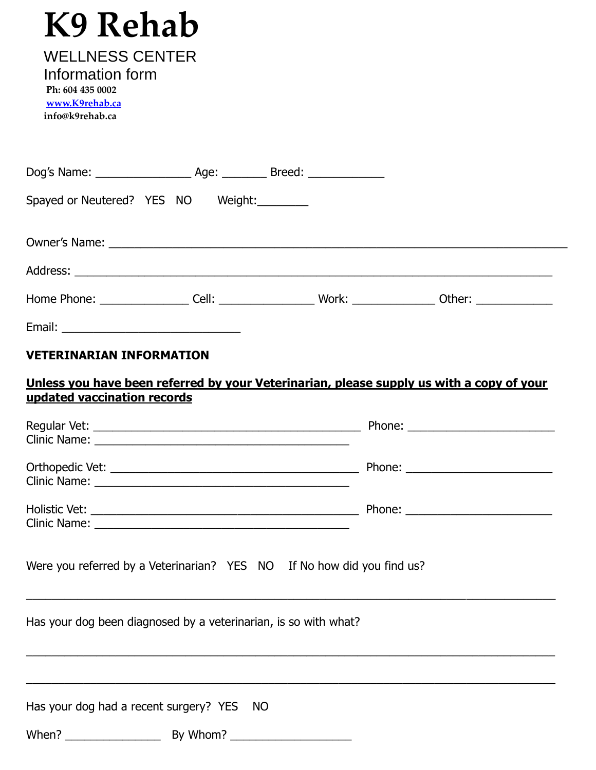# K9 Rehab

WELLNESS CENTER
Information form

**Ph: 604 435 0002**
**www.K9rehab.ca**
**info@k9rehab.ca**

Dog's Name: _______________ Age: _______ Breed: ____________

Spayed or Neutered? YES NO Weight:________

Owner's Name: ________________________________________________________________________

Address: ____________________________________________________________________________

Home Phone: ______________ Cell: _______________ Work: _____________ Other: ____________

Email: ____________________________

**VETERINARIAN INFORMATION**

**<u>Unless you have been referred by your Veterinarian, please supply us with a copy of your updated vaccination records</u>**

Regular Vet: __________________________________________ Phone: _______________________
Clinic Name: ________________________________________

Orthopedic Vet: _______________________________________ Phone: _______________________
Clinic Name: ________________________________________

Holistic Vet: __________________________________________ Phone: _______________________
Clinic Name: ________________________________________

Were you referred by a Veterinarian? YES NO If No how did you find us?

___________________________________________________________________________________

Has your dog been diagnosed by a veterinarian, is so with what?

___________________________________________________________________________________

___________________________________________________________________________________

Has your dog had a recent surgery? YES NO

When? _______________ By Whom? ___________________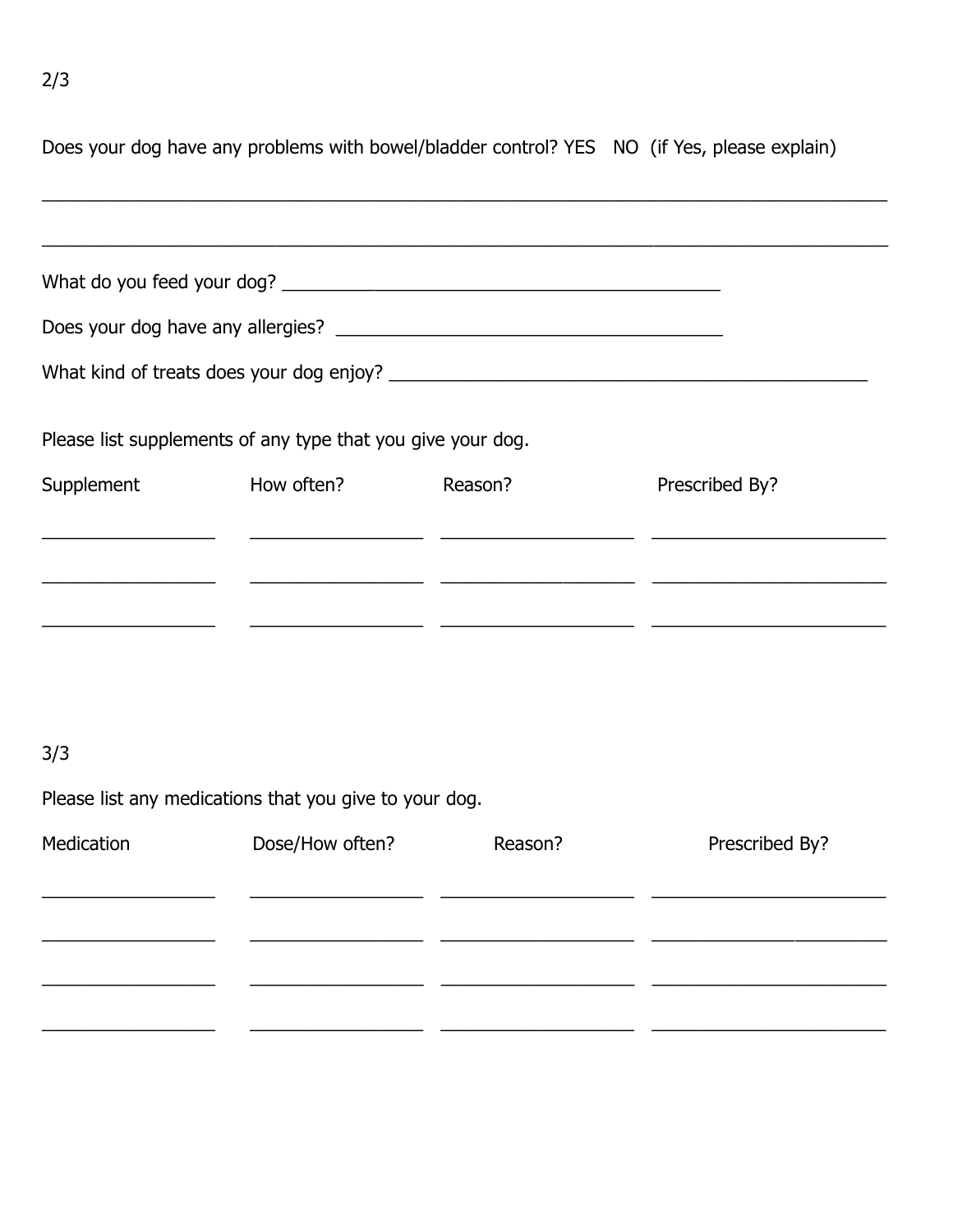Does your dog have any problems with bowel/bladder control? YES   NO  (if Yes, please explain)

______________________________________________________________________________

______________________________________________________________________________

What do you feed your dog? ____________________________________________

Does your dog have any allergies? ______________________________________

What kind of treats does your dog enjoy? _______________________________________________

Please list supplements of any type that you give your dog.

| Supplement | How often? | Reason? | Prescribed By? |
| --- | --- | --- | --- |
| ________________ | ________________ | __________________ | ______________________ |
| ________________ | ________________ | __________________ | ______________________ |
| ________________ | ________________ | __________________ | ______________________ |

Please list any medications that you give to your dog.

| Medication | Dose/How often? | Reason? | Prescribed By? |
| --- | --- | --- | --- |
| ________________ | ________________ | __________________ | ______________________ |
| ________________ | ________________ | __________________ | ______________________ |
| ________________ | ________________ | __________________ | ______________________ |
| ________________ | ________________ | __________________ | ______________________ |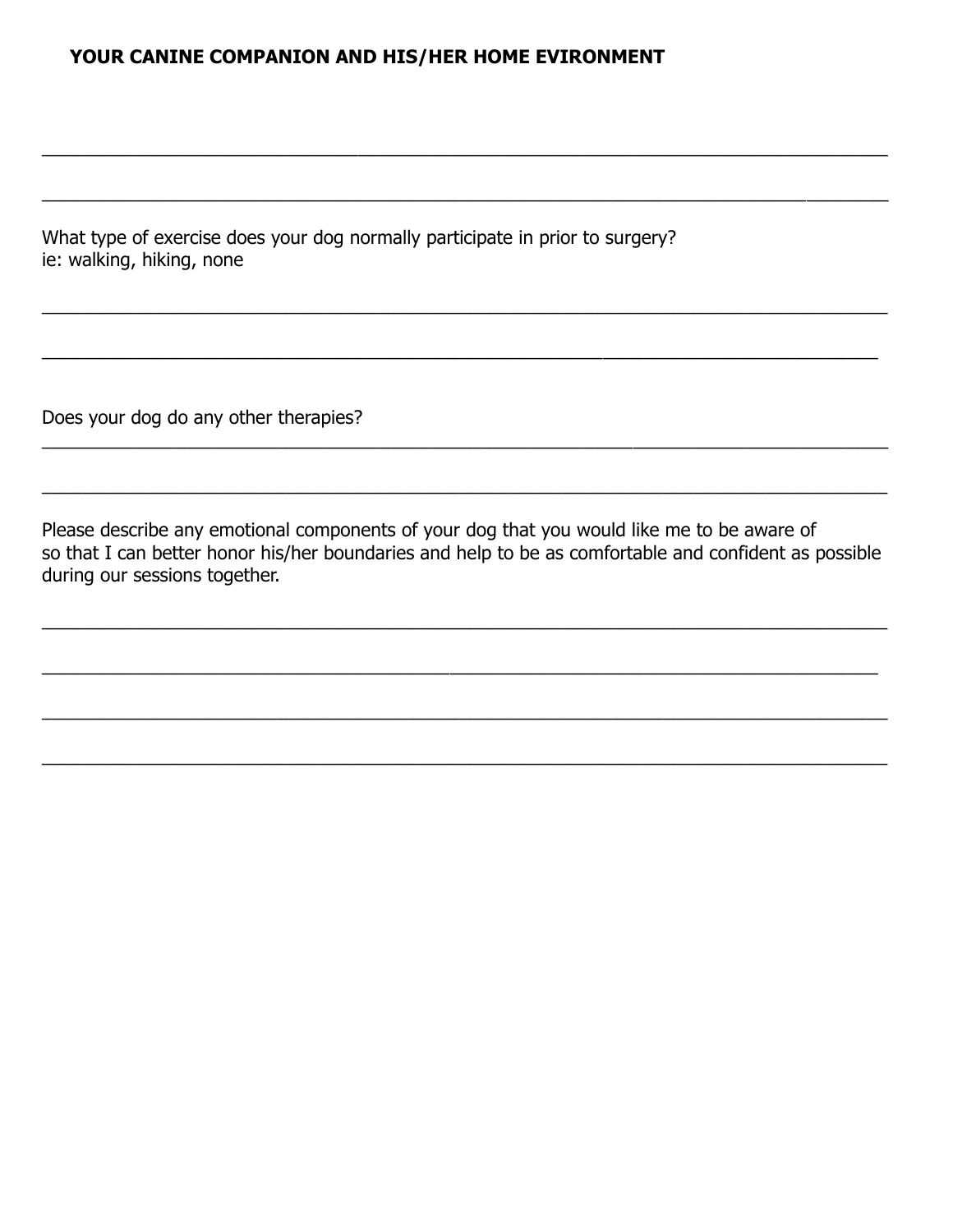## YOUR CANINE COMPANION AND HIS/HER HOME EVIRONMENT

___________________________________________________________________________

___________________________________________________________________________

What type of exercise does your dog normally participate in prior to surgery?
ie: walking, hiking, none

___________________________________________________________________________

___________________________________________________________________________

Does your dog do any other therapies?

___________________________________________________________________________

___________________________________________________________________________

Please describe any emotional components of your dog that you would like me to be aware of so that I can better honor his/her boundaries and help to be as comfortable and confident as possible during our sessions together.

___________________________________________________________________________

___________________________________________________________________________

___________________________________________________________________________

___________________________________________________________________________